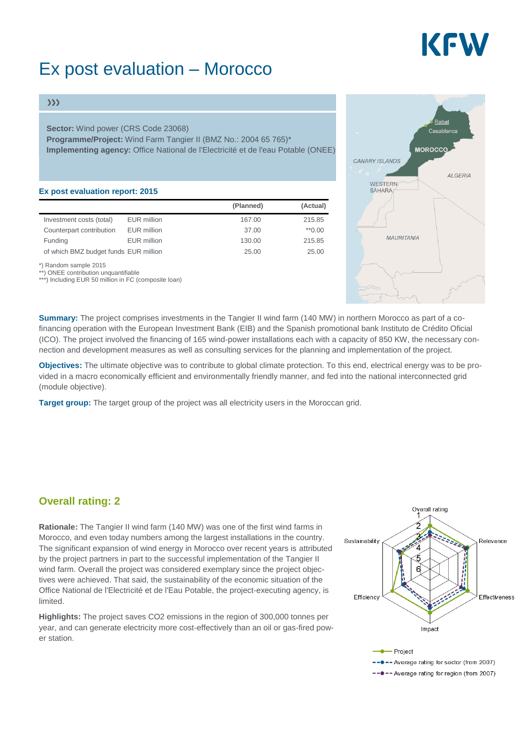# Ex post evaluation – Morocco

›››

**Sector:** Wind power (CRS Code 23068)
**Programme/Project:** Wind Farm Tangier II (BMZ No.: 2004 65 765)*
**Implementing agency:** Office National de l'Electricité et de l'eau Potable (ONEE)

**Ex post evaluation report: 2015**

| | | (Planned) | (Actual) |
|---|---|---|---|
| Investment costs (total) | EUR million | 167.00 | 215.85 |
| Counterpart contribution | EUR million | 37.00 | **0.00 |
| Funding | EUR million | 130.00 | 215.85 |
| of which BMZ budget funds | EUR million | 25.00 | 25.00 |

*) Random sample 2015
**) ONEE contribution unquantifiable
***) Including EUR 50 million in FC (composite loan)

**Summary:** The project comprises investments in the Tangier II wind farm (140 MW) in northern Morocco as part of a co-financing operation with the European Investment Bank (EIB) and the Spanish promotional bank Instituto de Crédito Oficial (ICO). The project involved the financing of 165 wind-power installations each with a capacity of 850 KW, the necessary connection and development measures as well as consulting services for the planning and implementation of the project.

**Objectives:** The ultimate objective was to contribute to global climate protection. To this end, electrical energy was to be provided in a macro economically efficient and environmentally friendly manner, and fed into the national interconnected grid (module objective).

**Target group:** The target group of the project was all electricity users in the Moroccan grid.

## Overall rating: 2

**Rationale:** The Tangier II wind farm (140 MW) was one of the first wind farms in Morocco, and even today numbers among the largest installations in the country. The significant expansion of wind energy in Morocco over recent years is attributed by the project partners in part to the successful implementation of the Tangier II wind farm. Overall the project was considered exemplary since the project objectives were achieved. That said, the sustainability of the economic situation of the Office National de l'Electricité et de l'Eau Potable, the project-executing agency, is limited.

**Highlights:** The project saves $CO_2$ emissions in the region of 300,000 tonnes per year, and can generate electricity more cost-effectively than an oil or gas-fired power station.

Project — Average rating for sector (from 2007) — Average rating for region (from 2007)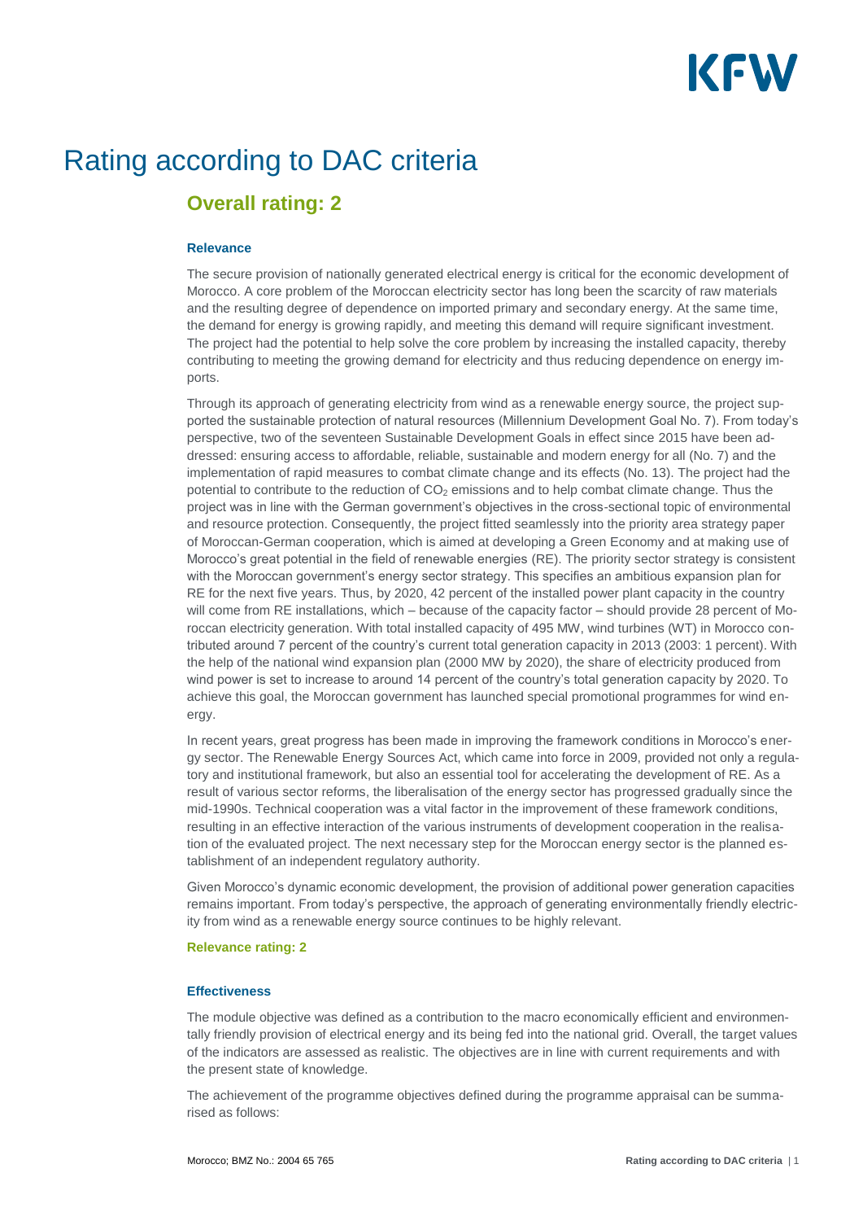# Rating according to DAC criteria

## Overall rating: 2

### Relevance

The secure provision of nationally generated electrical energy is critical for the economic development of Morocco. A core problem of the Moroccan electricity sector has long been the scarcity of raw materials and the resulting degree of dependence on imported primary and secondary energy. At the same time, the demand for energy is growing rapidly, and meeting this demand will require significant investment. The project had the potential to help solve the core problem by increasing the installed capacity, thereby contributing to meeting the growing demand for electricity and thus reducing dependence on energy imports.

Through its approach of generating electricity from wind as a renewable energy source, the project supported the sustainable protection of natural resources (Millennium Development Goal No. 7). From today's perspective, two of the seventeen Sustainable Development Goals in effect since 2015 have been addressed: ensuring access to affordable, reliable, sustainable and modern energy for all (No. 7) and the implementation of rapid measures to combat climate change and its effects (No. 13). The project had the potential to contribute to the reduction of $CO_2$ emissions and to help combat climate change. Thus the project was in line with the German government's objectives in the cross-sectional topic of environmental and resource protection. Consequently, the project fitted seamlessly into the priority area strategy paper of Moroccan-German cooperation, which is aimed at developing a Green Economy and at making use of Morocco's great potential in the field of renewable energies (RE). The priority sector strategy is consistent with the Moroccan government's energy sector strategy. This specifies an ambitious expansion plan for RE for the next five years. Thus, by 2020, 42 percent of the installed power plant capacity in the country will come from RE installations, which – because of the capacity factor – should provide 28 percent of Moroccan electricity generation. With total installed capacity of 495 MW, wind turbines (WT) in Morocco contributed around 7 percent of the country's current total generation capacity in 2013 (2003: 1 percent). With the help of the national wind expansion plan (2000 MW by 2020), the share of electricity produced from wind power is set to increase to around 14 percent of the country's total generation capacity by 2020. To achieve this goal, the Moroccan government has launched special promotional programmes for wind energy.

In recent years, great progress has been made in improving the framework conditions in Morocco's energy sector. The Renewable Energy Sources Act, which came into force in 2009, provided not only a regulatory and institutional framework, but also an essential tool for accelerating the development of RE. As a result of various sector reforms, the liberalisation of the energy sector has progressed gradually since the mid-1990s. Technical cooperation was a vital factor in the improvement of these framework conditions, resulting in an effective interaction of the various instruments of development cooperation in the realisation of the evaluated project. The next necessary step for the Moroccan energy sector is the planned establishment of an independent regulatory authority.

Given Morocco's dynamic economic development, the provision of additional power generation capacities remains important. From today's perspective, the approach of generating environmentally friendly electricity from wind as a renewable energy source continues to be highly relevant.

**Relevance rating: 2**

### Effectiveness

The module objective was defined as a contribution to the macro economically efficient and environmentally friendly provision of electrical energy and its being fed into the national grid. Overall, the target values of the indicators are assessed as realistic. The objectives are in line with current requirements and with the present state of knowledge.

The achievement of the programme objectives defined during the programme appraisal can be summarised as follows: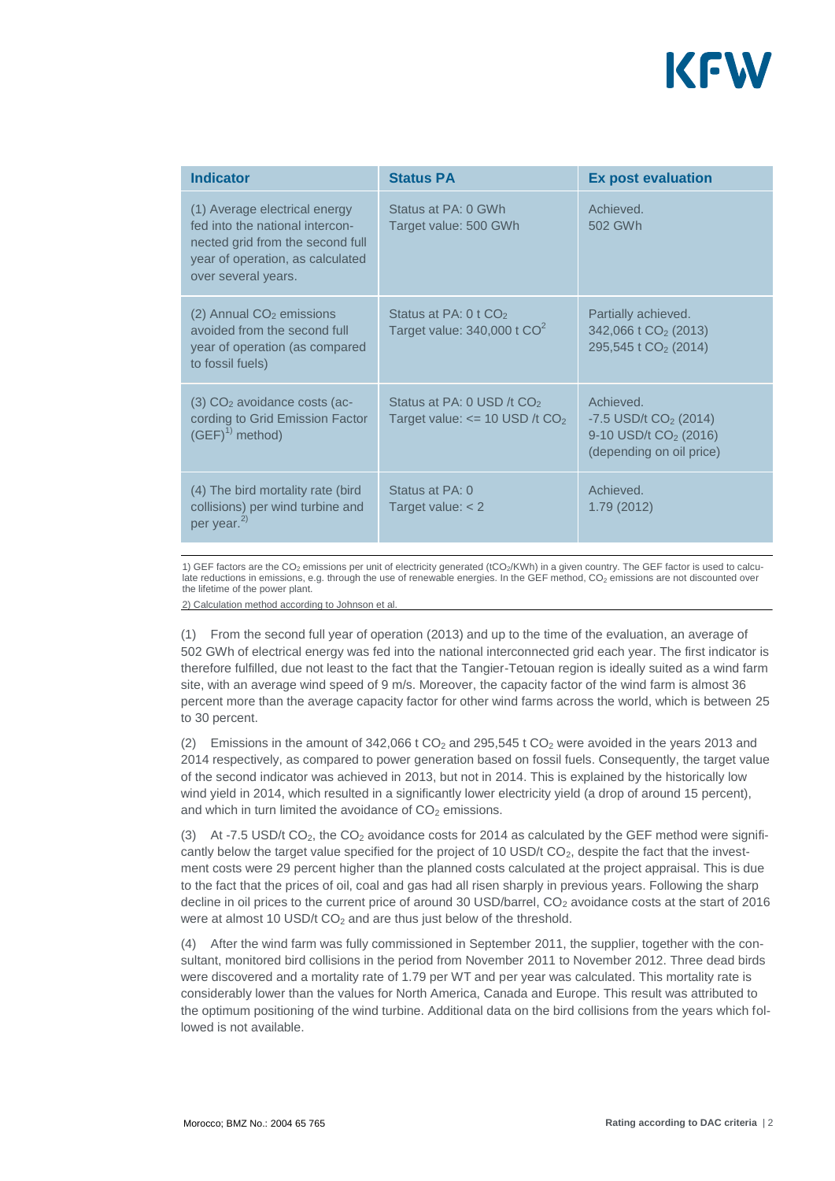| Indicator | Status PA | Ex post evaluation |
|---|---|---|
| (1) Average electrical energy fed into the national interconnected grid from the second full year of operation, as calculated over several years. | Status at PA: 0 GWh<br>Target value: 500 GWh | Achieved.<br>502 GWh |
| (2) Annual $CO_2$ emissions avoided from the second full year of operation (as compared to fossil fuels) | Status at PA: 0 t $CO_2$<br>Target value: 340,000 t $CO^2$ | Partially achieved.<br>342,066 t $CO_2$ (2013)<br>295,545 t $CO_2$ (2014) |
| (3) $CO_2$ avoidance costs (according to Grid Emission Factor (GEF)[1)] method) | Status at PA: 0 USD /t $CO_2$<br>Target value: <= 10 USD /t $CO_2$ | Achieved.<br>-7.5 USD/t $CO_2$ (2014)<br>9-10 USD/t $CO_2$ (2016)<br>(depending on oil price) |
| (4) The bird mortality rate (bird collisions) per wind turbine and per year.[2)] | Status at PA: 0<br>Target value: < 2 | Achieved.<br>1.79 (2012) |

1) GEF factors are the $CO_2$ emissions per unit of electricity generated ($tCO_2$/KWh) in a given country. The GEF factor is used to calculate reductions in emissions, e.g. through the use of renewable energies. In the GEF method, $CO_2$ emissions are not discounted over the lifetime of the power plant.

2) Calculation method according to Johnson et al.

(1) From the second full year of operation (2013) and up to the time of the evaluation, an average of 502 GWh of electrical energy was fed into the national interconnected grid each year. The first indicator is therefore fulfilled, due not least to the fact that the Tangier-Tetouan region is ideally suited as a wind farm site, with an average wind speed of 9 m/s. Moreover, the capacity factor of the wind farm is almost 36 percent more than the average capacity factor for other wind farms across the world, which is between 25 to 30 percent.

(2) Emissions in the amount of 342,066 t $CO_2$ and 295,545 t $CO_2$ were avoided in the years 2013 and 2014 respectively, as compared to power generation based on fossil fuels. Consequently, the target value of the second indicator was achieved in 2013, but not in 2014. This is explained by the historically low wind yield in 2014, which resulted in a significantly lower electricity yield (a drop of around 15 percent), and which in turn limited the avoidance of $CO_2$ emissions.

(3) At -7.5 USD/t $CO_2$, the $CO_2$ avoidance costs for 2014 as calculated by the GEF method were significantly below the target value specified for the project of 10 USD/t $CO_2$, despite the fact that the investment costs were 29 percent higher than the planned costs calculated at the project appraisal. This is due to the fact that the prices of oil, coal and gas had all risen sharply in previous years. Following the sharp decline in oil prices to the current price of around 30 USD/barrel, $CO_2$ avoidance costs at the start of 2016 were at almost 10 USD/t $CO_2$ and are thus just below of the threshold.

(4) After the wind farm was fully commissioned in September 2011, the supplier, together with the consultant, monitored bird collisions in the period from November 2011 to November 2012. Three dead birds were discovered and a mortality rate of 1.79 per WT and per year was calculated. This mortality rate is considerably lower than the values for North America, Canada and Europe. This result was attributed to the optimum positioning of the wind turbine. Additional data on the bird collisions from the years which followed is not available.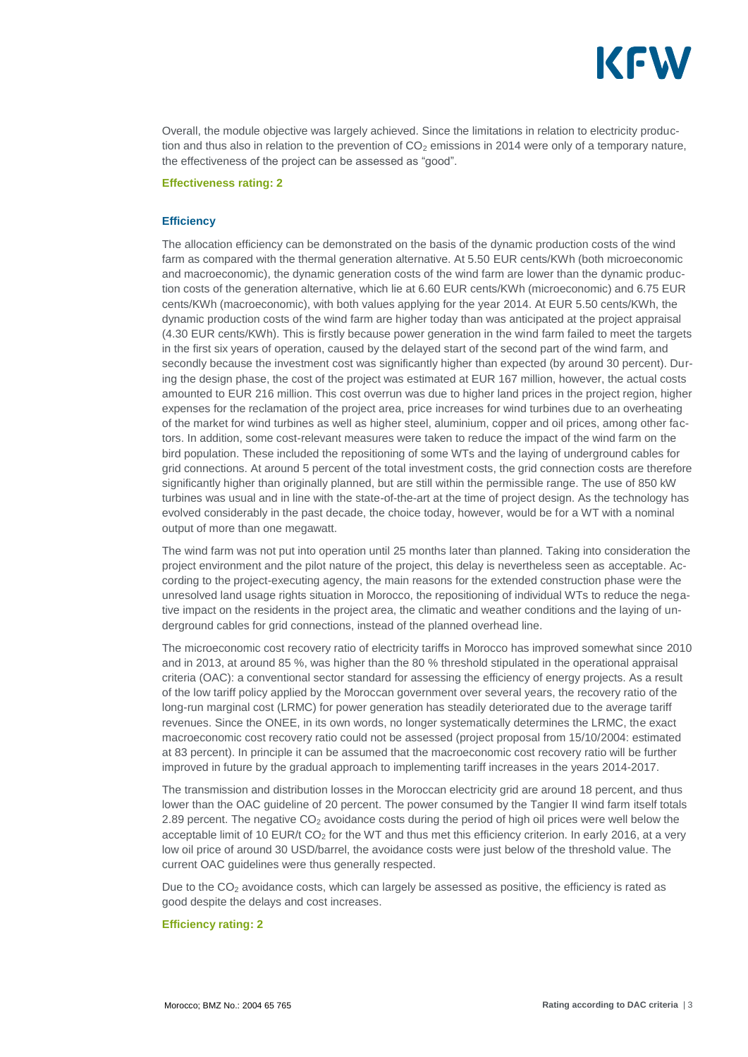Overall, the module objective was largely achieved. Since the limitations in relation to electricity production and thus also in relation to the prevention of $CO_2$ emissions in 2014 were only of a temporary nature, the effectiveness of the project can be assessed as "good".

**Effectiveness rating: 2**

### Efficiency

The allocation efficiency can be demonstrated on the basis of the dynamic production costs of the wind farm as compared with the thermal generation alternative. At 5.50 EUR cents/KWh (both microeconomic and macroeconomic), the dynamic generation costs of the wind farm are lower than the dynamic production costs of the generation alternative, which lie at 6.60 EUR cents/KWh (microeconomic) and 6.75 EUR cents/KWh (macroeconomic), with both values applying for the year 2014. At EUR 5.50 cents/KWh, the dynamic production costs of the wind farm are higher today than was anticipated at the project appraisal (4.30 EUR cents/KWh). This is firstly because power generation in the wind farm failed to meet the targets in the first six years of operation, caused by the delayed start of the second part of the wind farm, and secondly because the investment cost was significantly higher than expected (by around 30 percent). During the design phase, the cost of the project was estimated at EUR 167 million, however, the actual costs amounted to EUR 216 million. This cost overrun was due to higher land prices in the project region, higher expenses for the reclamation of the project area, price increases for wind turbines due to an overheating of the market for wind turbines as well as higher steel, aluminium, copper and oil prices, among other factors. In addition, some cost-relevant measures were taken to reduce the impact of the wind farm on the bird population. These included the repositioning of some WTs and the laying of underground cables for grid connections. At around 5 percent of the total investment costs, the grid connection costs are therefore significantly higher than originally planned, but are still within the permissible range. The use of 850 kW turbines was usual and in line with the state-of-the-art at the time of project design. As the technology has evolved considerably in the past decade, the choice today, however, would be for a WT with a nominal output of more than one megawatt.

The wind farm was not put into operation until 25 months later than planned. Taking into consideration the project environment and the pilot nature of the project, this delay is nevertheless seen as acceptable. According to the project-executing agency, the main reasons for the extended construction phase were the unresolved land usage rights situation in Morocco, the repositioning of individual WTs to reduce the negative impact on the residents in the project area, the climatic and weather conditions and the laying of underground cables for grid connections, instead of the planned overhead line.

The microeconomic cost recovery ratio of electricity tariffs in Morocco has improved somewhat since 2010 and in 2013, at around 85 %, was higher than the 80 % threshold stipulated in the operational appraisal criteria (OAC): a conventional sector standard for assessing the efficiency of energy projects. As a result of the low tariff policy applied by the Moroccan government over several years, the recovery ratio of the long-run marginal cost (LRMC) for power generation has steadily deteriorated due to the average tariff revenues. Since the ONEE, in its own words, no longer systematically determines the LRMC, the exact macroeconomic cost recovery ratio could not be assessed (project proposal from 15/10/2004: estimated at 83 percent). In principle it can be assumed that the macroeconomic cost recovery ratio will be further improved in future by the gradual approach to implementing tariff increases in the years 2014-2017.

The transmission and distribution losses in the Moroccan electricity grid are around 18 percent, and thus lower than the OAC guideline of 20 percent. The power consumed by the Tangier II wind farm itself totals 2.89 percent. The negative $CO_2$ avoidance costs during the period of high oil prices were well below the acceptable limit of 10 EUR/t $CO_2$ for the WT and thus met this efficiency criterion. In early 2016, at a very low oil price of around 30 USD/barrel, the avoidance costs were just below of the threshold value. The current OAC guidelines were thus generally respected.

Due to the $CO_2$ avoidance costs, which can largely be assessed as positive, the efficiency is rated as good despite the delays and cost increases.

**Efficiency rating: 2**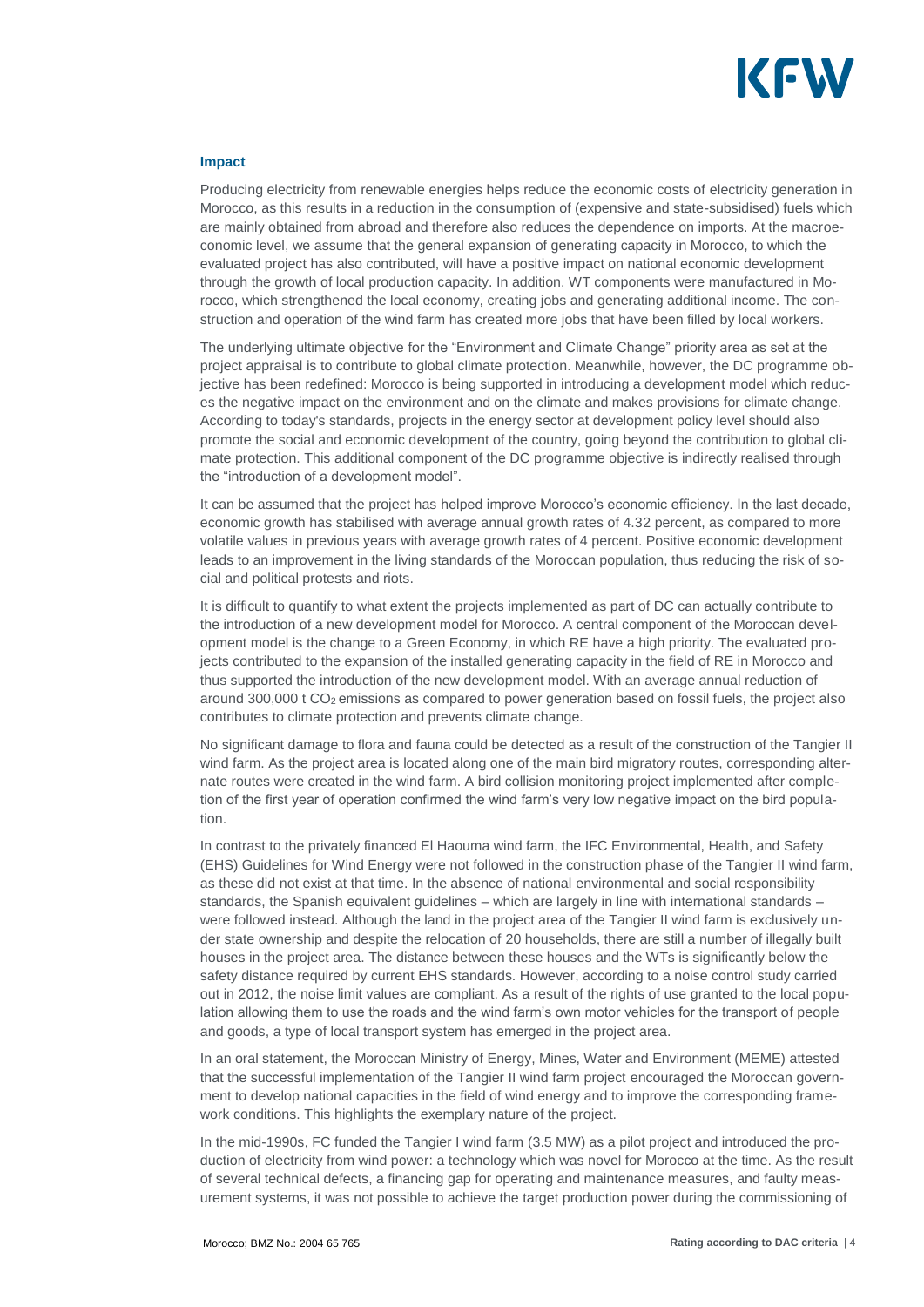### Impact

Producing electricity from renewable energies helps reduce the economic costs of electricity generation in Morocco, as this results in a reduction in the consumption of (expensive and state-subsidised) fuels which are mainly obtained from abroad and therefore also reduces the dependence on imports. At the macroeconomic level, we assume that the general expansion of generating capacity in Morocco, to which the evaluated project has also contributed, will have a positive impact on national economic development through the growth of local production capacity. In addition, WT components were manufactured in Morocco, which strengthened the local economy, creating jobs and generating additional income. The construction and operation of the wind farm has created more jobs that have been filled by local workers.

The underlying ultimate objective for the "Environment and Climate Change" priority area as set at the project appraisal is to contribute to global climate protection. Meanwhile, however, the DC programme objective has been redefined: Morocco is being supported in introducing a development model which reduces the negative impact on the environment and on the climate and makes provisions for climate change. According to today's standards, projects in the energy sector at development policy level should also promote the social and economic development of the country, going beyond the contribution to global climate protection. This additional component of the DC programme objective is indirectly realised through the "introduction of a development model".

It can be assumed that the project has helped improve Morocco's economic efficiency. In the last decade, economic growth has stabilised with average annual growth rates of 4.32 percent, as compared to more volatile values in previous years with average growth rates of 4 percent. Positive economic development leads to an improvement in the living standards of the Moroccan population, thus reducing the risk of social and political protests and riots.

It is difficult to quantify to what extent the projects implemented as part of DC can actually contribute to the introduction of a new development model for Morocco. A central component of the Moroccan development model is the change to a Green Economy, in which RE have a high priority. The evaluated projects contributed to the expansion of the installed generating capacity in the field of RE in Morocco and thus supported the introduction of the new development model. With an average annual reduction of around 300,000 t $CO_2$ emissions as compared to power generation based on fossil fuels, the project also contributes to climate protection and prevents climate change.

No significant damage to flora and fauna could be detected as a result of the construction of the Tangier II wind farm. As the project area is located along one of the main bird migratory routes, corresponding alternate routes were created in the wind farm. A bird collision monitoring project implemented after completion of the first year of operation confirmed the wind farm's very low negative impact on the bird population.

In contrast to the privately financed El Haouma wind farm, the IFC Environmental, Health, and Safety (EHS) Guidelines for Wind Energy were not followed in the construction phase of the Tangier II wind farm, as these did not exist at that time. In the absence of national environmental and social responsibility standards, the Spanish equivalent guidelines – which are largely in line with international standards – were followed instead. Although the land in the project area of the Tangier II wind farm is exclusively under state ownership and despite the relocation of 20 households, there are still a number of illegally built houses in the project area. The distance between these houses and the WTs is significantly below the safety distance required by current EHS standards. However, according to a noise control study carried out in 2012, the noise limit values are compliant. As a result of the rights of use granted to the local population allowing them to use the roads and the wind farm's own motor vehicles for the transport of people and goods, a type of local transport system has emerged in the project area.

In an oral statement, the Moroccan Ministry of Energy, Mines, Water and Environment (MEME) attested that the successful implementation of the Tangier II wind farm project encouraged the Moroccan government to develop national capacities in the field of wind energy and to improve the corresponding framework conditions. This highlights the exemplary nature of the project.

In the mid-1990s, FC funded the Tangier I wind farm (3.5 MW) as a pilot project and introduced the production of electricity from wind power: a technology which was novel for Morocco at the time. As the result of several technical defects, a financing gap for operating and maintenance measures, and faulty measurement systems, it was not possible to achieve the target production power during the commissioning of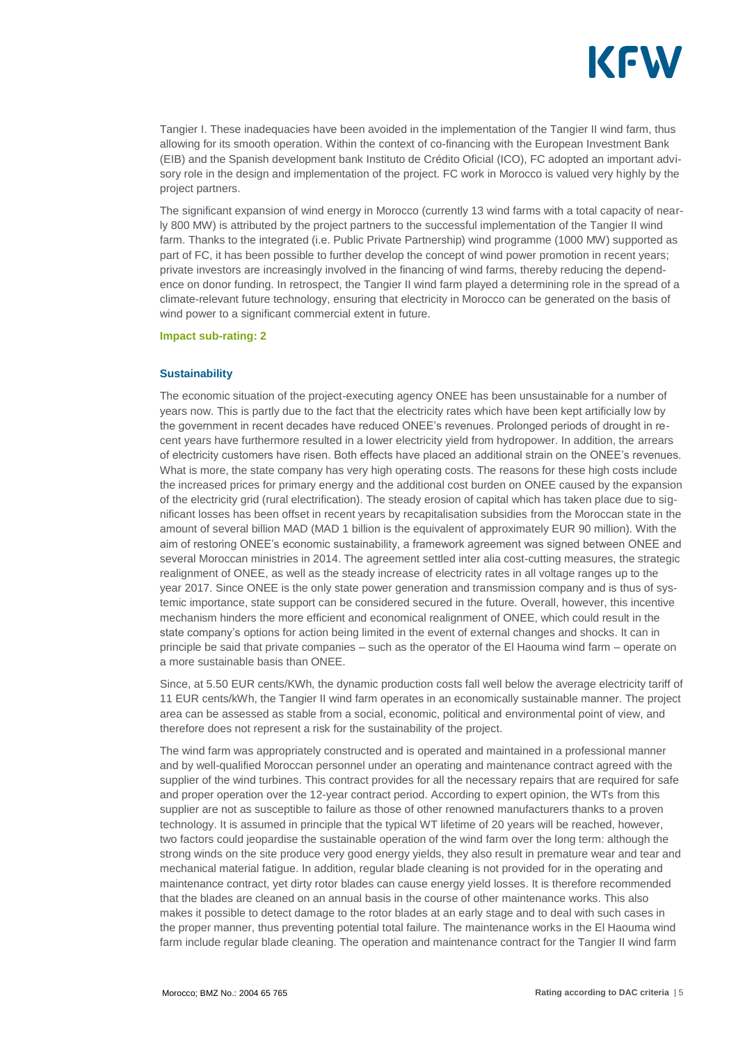Tangier I. These inadequacies have been avoided in the implementation of the Tangier II wind farm, thus allowing for its smooth operation. Within the context of co-financing with the European Investment Bank (EIB) and the Spanish development bank Instituto de Crédito Oficial (ICO), FC adopted an important advisory role in the design and implementation of the project. FC work in Morocco is valued very highly by the project partners.

The significant expansion of wind energy in Morocco (currently 13 wind farms with a total capacity of nearly 800 MW) is attributed by the project partners to the successful implementation of the Tangier II wind farm. Thanks to the integrated (i.e. Public Private Partnership) wind programme (1000 MW) supported as part of FC, it has been possible to further develop the concept of wind power promotion in recent years; private investors are increasingly involved in the financing of wind farms, thereby reducing the dependence on donor funding. In retrospect, the Tangier II wind farm played a determining role in the spread of a climate-relevant future technology, ensuring that electricity in Morocco can be generated on the basis of wind power to a significant commercial extent in future.

**Impact sub-rating: 2**

### Sustainability

The economic situation of the project-executing agency ONEE has been unsustainable for a number of years now. This is partly due to the fact that the electricity rates which have been kept artificially low by the government in recent decades have reduced ONEE's revenues. Prolonged periods of drought in recent years have furthermore resulted in a lower electricity yield from hydropower. In addition, the arrears of electricity customers have risen. Both effects have placed an additional strain on the ONEE's revenues. What is more, the state company has very high operating costs. The reasons for these high costs include the increased prices for primary energy and the additional cost burden on ONEE caused by the expansion of the electricity grid (rural electrification). The steady erosion of capital which has taken place due to significant losses has been offset in recent years by recapitalisation subsidies from the Moroccan state in the amount of several billion MAD (MAD 1 billion is the equivalent of approximately EUR 90 million). With the aim of restoring ONEE's economic sustainability, a framework agreement was signed between ONEE and several Moroccan ministries in 2014. The agreement settled inter alia cost-cutting measures, the strategic realignment of ONEE, as well as the steady increase of electricity rates in all voltage ranges up to the year 2017. Since ONEE is the only state power generation and transmission company and is thus of systemic importance, state support can be considered secured in the future. Overall, however, this incentive mechanism hinders the more efficient and economical realignment of ONEE, which could result in the state company's options for action being limited in the event of external changes and shocks. It can in principle be said that private companies – such as the operator of the El Haouma wind farm – operate on a more sustainable basis than ONEE.

Since, at 5.50 EUR cents/KWh, the dynamic production costs fall well below the average electricity tariff of 11 EUR cents/kWh, the Tangier II wind farm operates in an economically sustainable manner. The project area can be assessed as stable from a social, economic, political and environmental point of view, and therefore does not represent a risk for the sustainability of the project.

The wind farm was appropriately constructed and is operated and maintained in a professional manner and by well-qualified Moroccan personnel under an operating and maintenance contract agreed with the supplier of the wind turbines. This contract provides for all the necessary repairs that are required for safe and proper operation over the 12-year contract period. According to expert opinion, the WTs from this supplier are not as susceptible to failure as those of other renowned manufacturers thanks to a proven technology. It is assumed in principle that the typical WT lifetime of 20 years will be reached, however, two factors could jeopardise the sustainable operation of the wind farm over the long term: although the strong winds on the site produce very good energy yields, they also result in premature wear and tear and mechanical material fatigue. In addition, regular blade cleaning is not provided for in the operating and maintenance contract, yet dirty rotor blades can cause energy yield losses. It is therefore recommended that the blades are cleaned on an annual basis in the course of other maintenance works. This also makes it possible to detect damage to the rotor blades at an early stage and to deal with such cases in the proper manner, thus preventing potential total failure. The maintenance works in the El Haouma wind farm include regular blade cleaning. The operation and maintenance contract for the Tangier II wind farm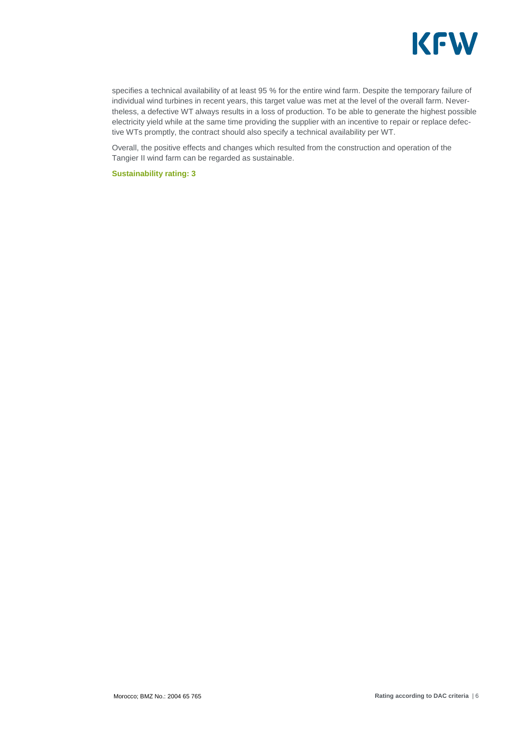specifies a technical availability of at least 95 % for the entire wind farm. Despite the temporary failure of individual wind turbines in recent years, this target value was met at the level of the overall farm. Nevertheless, a defective WT always results in a loss of production. To be able to generate the highest possible electricity yield while at the same time providing the supplier with an incentive to repair or replace defective WTs promptly, the contract should also specify a technical availability per WT.

Overall, the positive effects and changes which resulted from the construction and operation of the Tangier II wind farm can be regarded as sustainable.

**Sustainability rating: 3**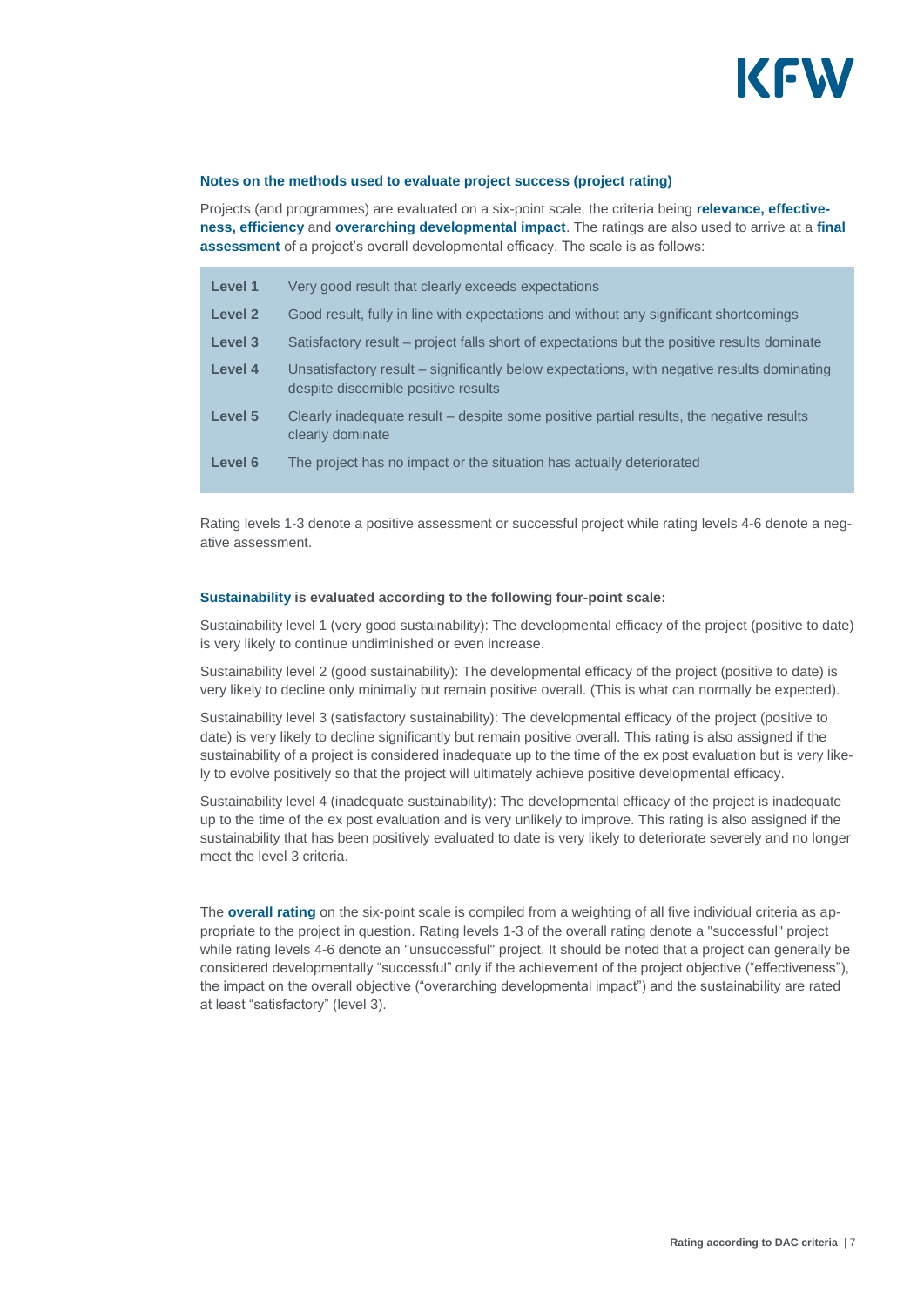### Notes on the methods used to evaluate project success (project rating)

Projects (and programmes) are evaluated on a six-point scale, the criteria being **relevance, effectiveness, efficiency** and **overarching developmental impact**. The ratings are also used to arrive at a **final assessment** of a project's overall developmental efficacy. The scale is as follows:

| | |
|---|---|
| **Level 1** | Very good result that clearly exceeds expectations |
| **Level 2** | Good result, fully in line with expectations and without any significant shortcomings |
| **Level 3** | Satisfactory result – project falls short of expectations but the positive results dominate |
| **Level 4** | Unsatisfactory result – significantly below expectations, with negative results dominating despite discernible positive results |
| **Level 5** | Clearly inadequate result – despite some positive partial results, the negative results clearly dominate |
| **Level 6** | The project has no impact or the situation has actually deteriorated |

Rating levels 1-3 denote a positive assessment or successful project while rating levels 4-6 denote a negative assessment.

**Sustainability is evaluated according to the following four-point scale:**

Sustainability level 1 (very good sustainability): The developmental efficacy of the project (positive to date) is very likely to continue undiminished or even increase.

Sustainability level 2 (good sustainability): The developmental efficacy of the project (positive to date) is very likely to decline only minimally but remain positive overall. (This is what can normally be expected).

Sustainability level 3 (satisfactory sustainability): The developmental efficacy of the project (positive to date) is very likely to decline significantly but remain positive overall. This rating is also assigned if the sustainability of a project is considered inadequate up to the time of the ex post evaluation but is very likely to evolve positively so that the project will ultimately achieve positive developmental efficacy.

Sustainability level 4 (inadequate sustainability): The developmental efficacy of the project is inadequate up to the time of the ex post evaluation and is very unlikely to improve. This rating is also assigned if the sustainability that has been positively evaluated to date is very likely to deteriorate severely and no longer meet the level 3 criteria.

The **overall rating** on the six-point scale is compiled from a weighting of all five individual criteria as appropriate to the project in question. Rating levels 1-3 of the overall rating denote a "successful" project while rating levels 4-6 denote an "unsuccessful" project. It should be noted that a project can generally be considered developmentally "successful" only if the achievement of the project objective ("effectiveness"), the impact on the overall objective ("overarching developmental impact") and the sustainability are rated at least "satisfactory" (level 3).